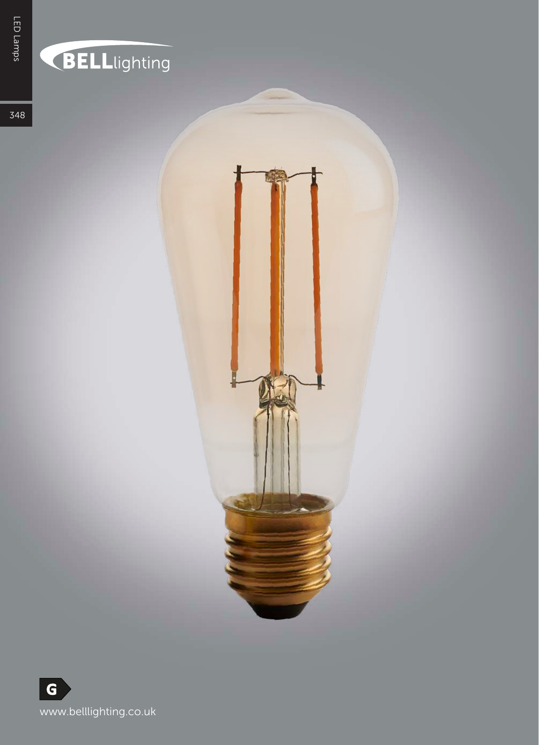BELLlighting

G

www.belllighting.co.uk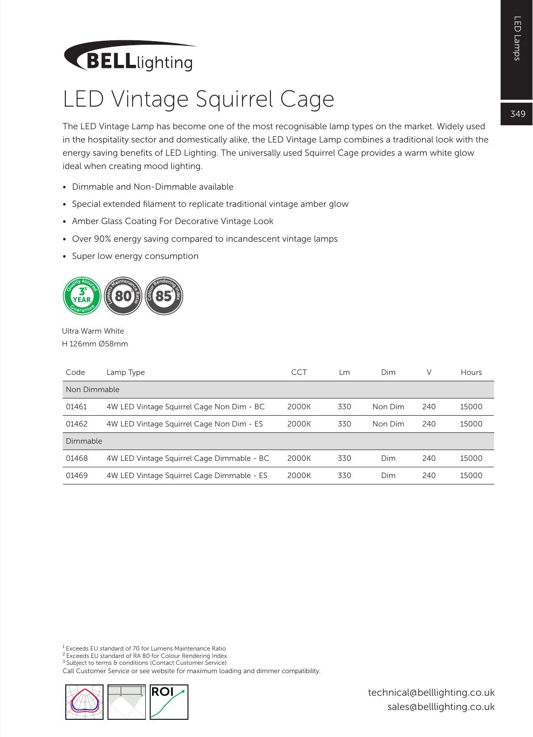# LED Vintage Squirrel Cage

The LED Vintage Lamp has become one of the most recognisable lamp types on the market. Widely used in the hospitality sector and domestically alike, the LED Vintage Lamp combines a traditional look with the energy saving benefits of LED Lighting. The universally used Squirrel Cage provides a warm white glow ideal when creating mood lighting.

- Dimmable and Non-Dimmable available
- Special extended filament to replicate traditional vintage amber glow
- Amber Glass Coating For Decorative Vintage Look
- Over 90% energy saving compared to incandescent vintage lamps
- Super low energy consumption

Ultra Warm White
H 126mm Ø58mm

| Code | Lamp Type | CCT | Lm | Dim | V | Hours |
|---|---|---|---|---|---|---|
| Non Dimmable | | | | | | |
| 01461 | 4W LED Vintage Squirrel Cage Non Dim - BC | 2000K | 330 | Non Dim | 240 | 15000 |
| 01462 | 4W LED Vintage Squirrel Cage Non Dim - ES | 2000K | 330 | Non Dim | 240 | 15000 |
| Dimmable | | | | | | |
| 01468 | 4W LED Vintage Squirrel Cage Dimmable - BC | 2000K | 330 | Dim | 240 | 15000 |
| 01469 | 4W LED Vintage Squirrel Cage Dimmable - ES | 2000K | 330 | Dim | 240 | 15000 |

[1] Exceeds EU standard of 70 for Lumens Maintenance Ratio
[2] Exceeds EU standard of RA 80 for Colour Rendering Index
[3] Subject to terms & conditions (Contact Customer Service)
Call Customer Service or see website for maximum loading and dimmer compatibility.

technical@belllighting.co.uk
sales@belllighting.co.uk